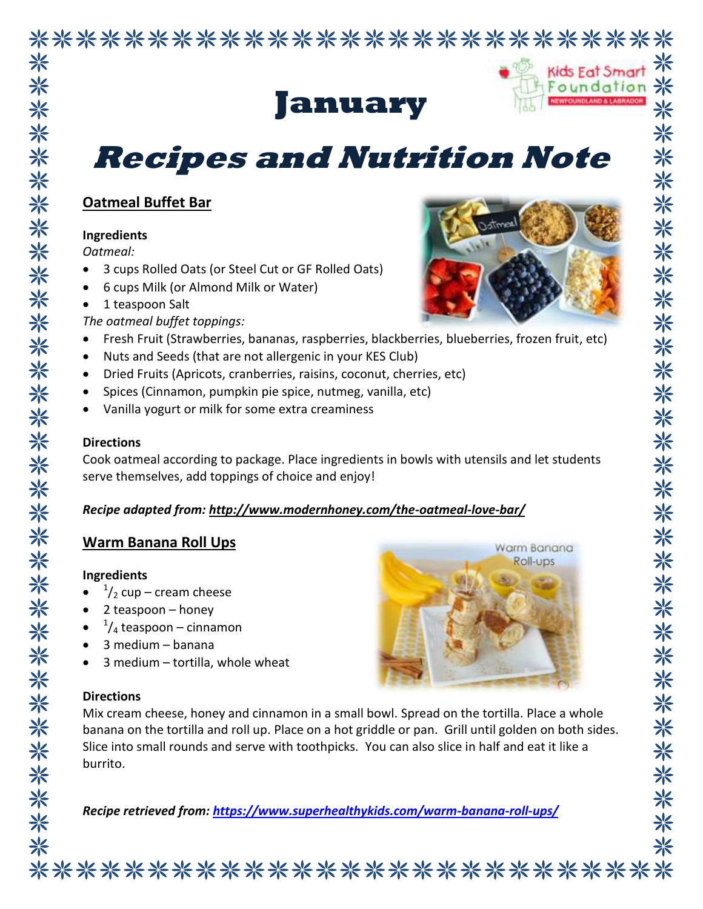# January

# Recipes and Nutrition Note

## Oatmeal Buffet Bar

**Ingredients**

*Oatmeal:*

- 3 cups Rolled Oats (or Steel Cut or GF Rolled Oats)
- 6 cups Milk (or Almond Milk or Water)
- 1 teaspoon Salt

*The oatmeal buffet toppings:*

- Fresh Fruit (Strawberries, bananas, raspberries, blackberries, blueberries, frozen fruit, etc)
- Nuts and Seeds (that are not allergenic in your KES Club)
- Dried Fruits (Apricots, cranberries, raisins, coconut, cherries, etc)
- Spices (Cinnamon, pumpkin pie spice, nutmeg, vanilla, etc)
- Vanilla yogurt or milk for some extra creaminess

**Directions**

Cook oatmeal according to package. Place ingredients in bowls with utensils and let students serve themselves, add toppings of choice and enjoy!

***Recipe adapted from: http://www.modernhoney.com/the-oatmeal-love-bar/***

## Warm Banana Roll Ups

**Ingredients**

- 1/2 cup – cream cheese
- 2 teaspoon – honey
- 1/4 teaspoon – cinnamon
- 3 medium – banana
- 3 medium – tortilla, whole wheat

**Directions**

Mix cream cheese, honey and cinnamon in a small bowl. Spread on the tortilla. Place a whole banana on the tortilla and roll up. Place on a hot griddle or pan. Grill until golden on both sides. Slice into small rounds and serve with toothpicks. You can also slice in half and eat it like a burrito.

***Recipe retrieved from: https://www.superhealthykids.com/warm-banana-roll-ups/***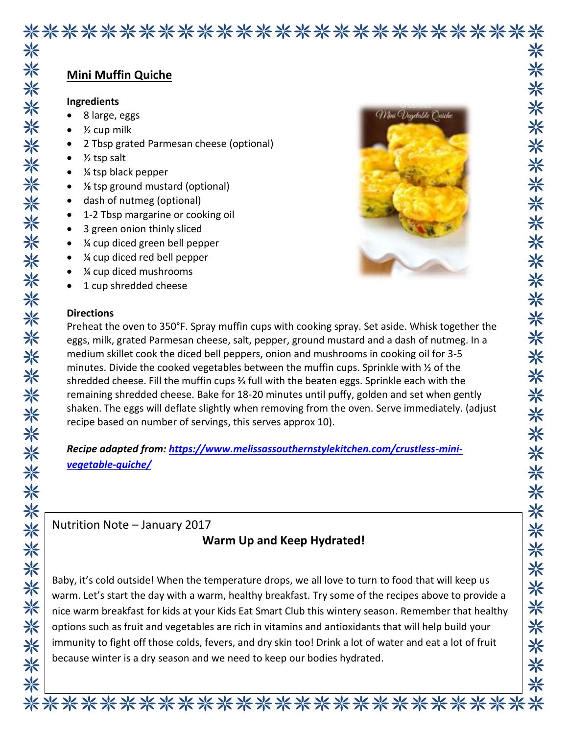## **Mini Muffin Quiche**

**Ingredients**

- 8 large, eggs
- ½ cup milk
- 2 Tbsp grated Parmesan cheese (optional)
- ½ tsp salt
- ¼ tsp black pepper
- ⅛ tsp ground mustard (optional)
- dash of nutmeg (optional)
- 1-2 Tbsp margarine or cooking oil
- 3 green onion thinly sliced
- ¼ cup diced green bell pepper
- ¼ cup diced red bell pepper
- ¼ cup diced mushrooms
- 1 cup shredded cheese

**Directions**

Preheat the oven to 350°F. Spray muffin cups with cooking spray. Set aside. Whisk together the eggs, milk, grated Parmesan cheese, salt, pepper, ground mustard and a dash of nutmeg. In a medium skillet cook the diced bell peppers, onion and mushrooms in cooking oil for 3-5 minutes. Divide the cooked vegetables between the muffin cups. Sprinkle with ½ of the shredded cheese. Fill the muffin cups ⅔ full with the beaten eggs. Sprinkle each with the remaining shredded cheese. Bake for 18-20 minutes until puffy, golden and set when gently shaken. The eggs will deflate slightly when removing from the oven. Serve immediately. (adjust recipe based on number of servings, this serves approx 10).

***Recipe adapted from: https://www.melissassouthernstylekitchen.com/crustless-mini-vegetable-quiche/***

Nutrition Note – January 2017

**Warm Up and Keep Hydrated!**

Baby, it's cold outside! When the temperature drops, we all love to turn to food that will keep us warm. Let's start the day with a warm, healthy breakfast. Try some of the recipes above to provide a nice warm breakfast for kids at your Kids Eat Smart Club this wintery season. Remember that healthy options such as fruit and vegetables are rich in vitamins and antioxidants that will help build your immunity to fight off those colds, fevers, and dry skin too! Drink a lot of water and eat a lot of fruit because winter is a dry season and we need to keep our bodies hydrated.